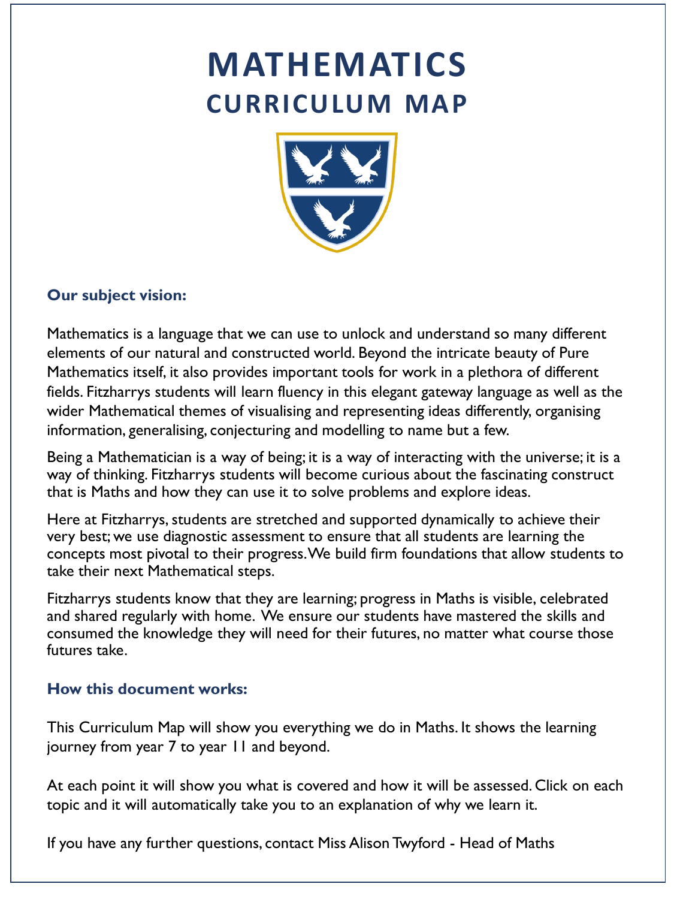# MATHEMATICS
## CURRICULUM MAP

### Our subject vision:

Mathematics is a language that we can use to unlock and understand so many different elements of our natural and constructed world. Beyond the intricate beauty of Pure Mathematics itself, it also provides important tools for work in a plethora of different fields. Fitzharrys students will learn fluency in this elegant gateway language as well as the wider Mathematical themes of visualising and representing ideas differently, organising information, generalising, conjecturing and modelling to name but a few.

Being a Mathematician is a way of being; it is a way of interacting with the universe; it is a way of thinking. Fitzharrys students will become curious about the fascinating construct that is Maths and how they can use it to solve problems and explore ideas.

Here at Fitzharrys, students are stretched and supported dynamically to achieve their very best; we use diagnostic assessment to ensure that all students are learning the concepts most pivotal to their progress. We build firm foundations that allow students to take their next Mathematical steps.

Fitzharrys students know that they are learning; progress in Maths is visible, celebrated and shared regularly with home. We ensure our students have mastered the skills and consumed the knowledge they will need for their futures, no matter what course those futures take.

### How this document works:

This Curriculum Map will show you everything we do in Maths. It shows the learning journey from year 7 to year 11 and beyond.

At each point it will show you what is covered and how it will be assessed. Click on each topic and it will automatically take you to an explanation of why we learn it.

If you have any further questions, contact Miss Alison Twyford - Head of Maths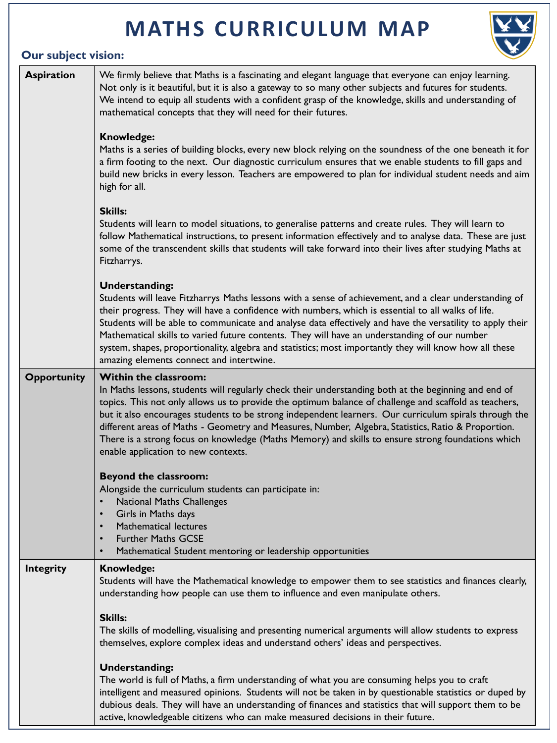# MATHS CURRICULUM MAP

## Our subject vision:

| | |
|---|---|
| **Aspiration** | We firmly believe that Maths is a fascinating and elegant language that everyone can enjoy learning. Not only is it beautiful, but it is also a gateway to so many other subjects and futures for students. We intend to equip all students with a confident grasp of the knowledge, skills and understanding of mathematical concepts that they will need for their futures.<br><br>**Knowledge:**<br>Maths is a series of building blocks, every new block relying on the soundness of the one beneath it for a firm footing to the next. Our diagnostic curriculum ensures that we enable students to fill gaps and build new bricks in every lesson. Teachers are empowered to plan for individual student needs and aim high for all.<br><br>**Skills:**<br>Students will learn to model situations, to generalise patterns and create rules. They will learn to follow Mathematical instructions, to present information effectively and to analyse data. These are just some of the transcendent skills that students will take forward into their lives after studying Maths at Fitzharrys.<br><br>**Understanding:**<br>Students will leave Fitzharrys Maths lessons with a sense of achievement, and a clear understanding of their progress. They will have a confidence with numbers, which is essential to all walks of life. Students will be able to communicate and analyse data effectively and have the versatility to apply their Mathematical skills to varied future contents. They will have an understanding of our number system, shapes, proportionality, algebra and statistics; most importantly they will know how all these amazing elements connect and intertwine. |
| **Opportunity** | **Within the classroom:**<br>In Maths lessons, students will regularly check their understanding both at the beginning and end of topics. This not only allows us to provide the optimum balance of challenge and scaffold as teachers, but it also encourages students to be strong independent learners. Our curriculum spirals through the different areas of Maths - Geometry and Measures, Number, Algebra, Statistics, Ratio & Proportion. There is a strong focus on knowledge (Maths Memory) and skills to ensure strong foundations which enable application to new contexts.<br><br>**Beyond the classroom:**<br>Alongside the curriculum students can participate in:<br>• National Maths Challenges<br>• Girls in Maths days<br>• Mathematical lectures<br>• Further Maths GCSE<br>• Mathematical Student mentoring or leadership opportunities |
| **Integrity** | **Knowledge:**<br>Students will have the Mathematical knowledge to empower them to see statistics and finances clearly, understanding how people can use them to influence and even manipulate others.<br><br>**Skills:**<br>The skills of modelling, visualising and presenting numerical arguments will allow students to express themselves, explore complex ideas and understand others' ideas and perspectives.<br><br>**Understanding:**<br>The world is full of Maths, a firm understanding of what you are consuming helps you to craft intelligent and measured opinions. Students will not be taken in by questionable statistics or duped by dubious deals. They will have an understanding of finances and statistics that will support them to be active, knowledgeable citizens who can make measured decisions in their future. |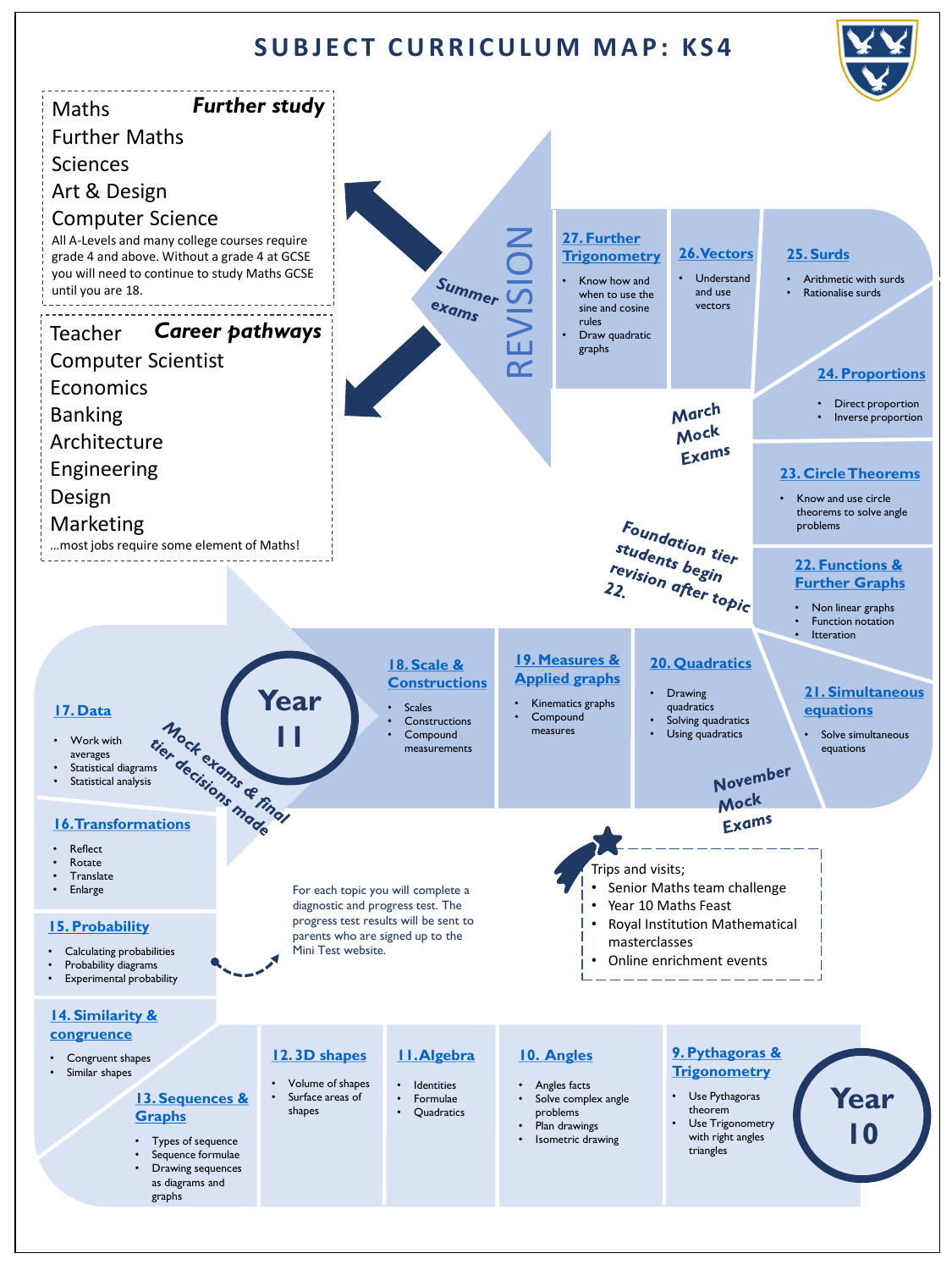# SUBJECT CURRICULUM MAP: KS4

## Further study

- Maths
- Further Maths
- Sciences
- Art & Design
- Computer Science

All A-Levels and many college courses require grade 4 and above. Without a grade 4 at GCSE you will need to continue to study Maths GCSE until you are 18.

## Career pathways

- Teacher
- Computer Scientist
- Economics
- Banking
- Architecture
- Engineering
- Design
- Marketing

…most jobs require some element of Maths!

## Year 10

### 9. Pythagoras & Trigonometry
- Use Pythagoras theorem
- Use Trigonometry with right angles triangles

### 10. Angles
- Angles facts
- Solve complex angle problems
- Plan drawings
- Isometric drawing

### 11. Algebra
- Identities
- Formulae
- Quadratics

### 12. 3D shapes
- Volume of shapes
- Surface areas of shapes

### 13. Sequences & Graphs
- Types of sequence
- Sequence formulae
- Drawing sequences as diagrams and graphs

### 14. Similarity & congruence
- Congruent shapes
- Similar shapes

### 15. Probability
- Calculating probabilities
- Probability diagrams
- Experimental probability

### 16. Transformations
- Reflect
- Rotate
- Translate
- Enlarge

### 17. Data
- Work with averages
- Statistical diagrams
- Statistical analysis

Mock exams & final tier decisions made

For each topic you will complete a diagnostic and progress test. The progress test results will be sent to parents who are signed up to the Mini Test website.

## Year 11

### 18. Scale & Constructions
- Scales
- Constructions
- Compound measurements

### 19. Measures & Applied graphs
- Kinematics graphs
- Compound measures

### 20. Quadratics
- Drawing quadratics
- Solving quadratics
- Using quadratics

November Mock Exams

### 21. Simultaneous equations
- Solve simultaneous equations

### 22. Functions & Further Graphs
- Non linear graphs
- Function notation
- Itteration

Foundation tier students begin revision after topic 22.

### 23. Circle Theorems
- Know and use circle theorems to solve angle problems

### 24. Proportions
- Direct proportion
- Inverse proportion

March Mock Exams

### 25. Surds
- Arithmetic with surds
- Rationalise surds

### 26. Vectors
- Understand and use vectors

### 27. Further Trigonometry
- Know how and when to use the sine and cosine rules
- Draw quadratic graphs

REVISION

Summer exams

Trips and visits;
- Senior Maths team challenge
- Year 10 Maths Feast
- Royal Institution Mathematical masterclasses
- Online enrichment events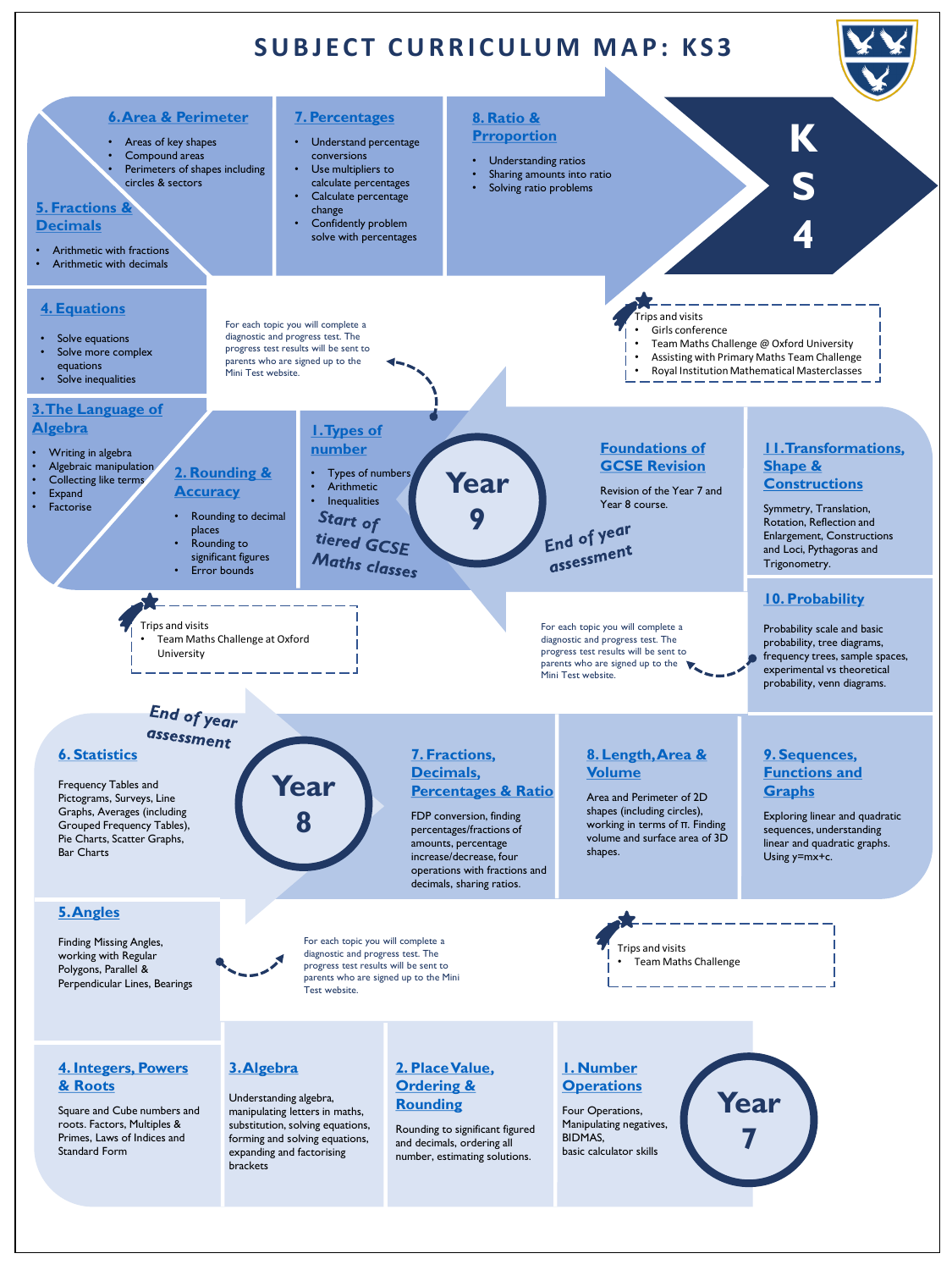# SUBJECT CURRICULUM MAP: KS3

## Year 7

### 1. Number Operations

Four Operations, Manipulating negatives, BIDMAS, basic calculator skills

### 2. Place Value, Ordering & Rounding

Rounding to significant figured and decimals, ordering all number, estimating solutions.

### 3. Algebra

Understanding algebra, manipulating letters in maths, substitution, solving equations, forming and solving equations, expanding and factorising brackets

### 4. Integers, Powers & Roots

Square and Cube numbers and roots. Factors, Multiples & Primes, Laws of Indices and Standard Form

### 5. Angles

Finding Missing Angles, working with Regular Polygons, Parallel & Perpendicular Lines, Bearings

For each topic you will complete a diagnostic and progress test. The progress test results will be sent to parents who are signed up to the Mini Test website.

Trips and visits

- Team Maths Challenge

## Year 8

### 6. Statistics

Frequency Tables and Pictograms, Surveys, Line Graphs, Averages (including Grouped Frequency Tables), Pie Charts, Scatter Graphs, Bar Charts

### 7. Fractions, Decimals, Percentages & Ratio

FDP conversion, finding percentages/fractions of amounts, percentage increase/decrease, four operations with fractions and decimals, sharing ratios.

### 8. Length, Area & Volume

Area and Perimeter of 2D shapes (including circles), working in terms of π. Finding volume and surface area of 3D shapes.

### 9. Sequences, Functions and Graphs

Exploring linear and quadratic sequences, understanding linear and quadratic graphs. Using $y=mx+c$.

### 10. Probability

Probability scale and basic probability, tree diagrams, frequency trees, sample spaces, experimental vs theoretical probability, venn diagrams.

### 11. Transformations, Shape & Constructions

Symmetry, Translation, Rotation, Reflection and Enlargement, Constructions and Loci, Pythagoras and Trigonometry.

### Foundations of GCSE Revision

Revision of the Year 7 and Year 8 course.

*End of year assessment*

For each topic you will complete a diagnostic and progress test. The progress test results will be sent to parents who are signed up to the Mini Test website.

## Year 9

*Start of tiered GCSE Maths classes*

### 1. Types of number

- Types of numbers
- Arithmetic
- Inequalities

### 2. Rounding & Accuracy

- Rounding to decimal places
- Rounding to significant figures
- Error bounds

### 3. The Language of Algebra

- Writing in algebra
- Algebraic manipulation
- Collecting like terms
- Expand
- Factorise

Trips and visits

- Team Maths Challenge at Oxford University

### 4. Equations

- Solve equations
- Solve more complex equations
- Solve inequalities

For each topic you will complete a diagnostic and progress test. The progress test results will be sent to parents who are signed up to the Mini Test website.

### 5. Fractions & Decimals

- Arithmetic with fractions
- Arithmetic with decimals

### 6. Area & Perimeter

- Areas of key shapes
- Compound areas
- Perimeters of shapes including circles & sectors

### 7. Percentages

- Understand percentage conversions
- Use multipliers to calculate percentages
- Calculate percentage change
- Confidently problem solve with percentages

### 8. Ratio & Prroportion

- Understanding ratios
- Sharing amounts into ratio
- Solving ratio problems

Trips and visits

- Girls conference
- Team Maths Challenge @ Oxford University
- Assisting with Primary Maths Team Challenge
- Royal Institution Mathematical Masterclasses

## KS4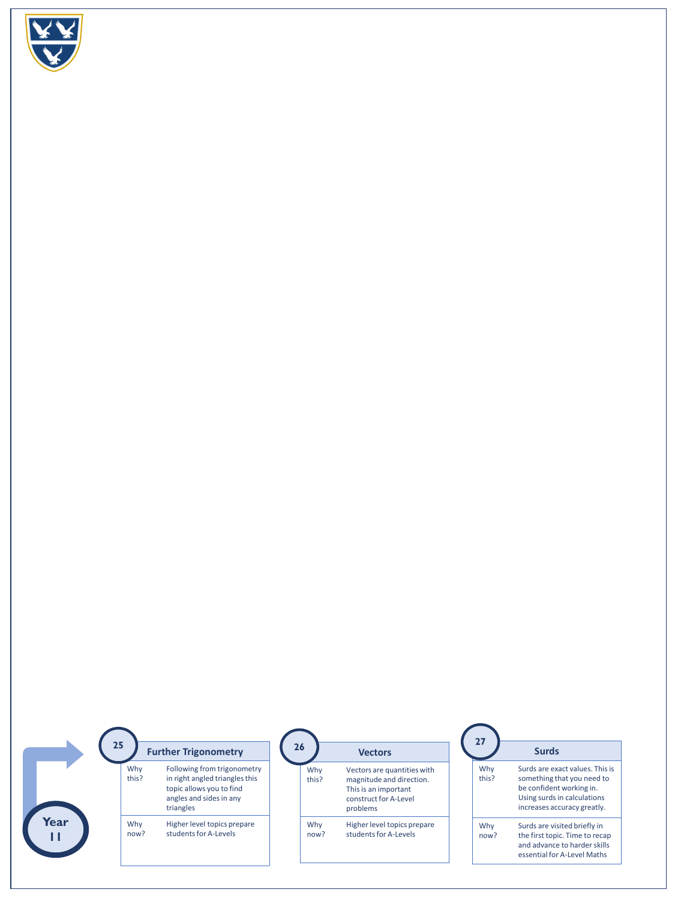**Year 11**

## 25 Further Trigonometry

| | |
|---|---|
| Why this? | Following from trigonometry in right angled triangles this topic allows you to find angles and sides in any triangles |
| Why now? | Higher level topics prepare students for A-Levels |

## 26 Vectors

| | |
|---|---|
| Why this? | Vectors are quantities with magnitude and direction. This is an important construct for A-Level problems |
| Why now? | Higher level topics prepare students for A-Levels |

## 27 Surds

| | |
|---|---|
| Why this? | Surds are exact values. This is something that you need to be confident working in. Using surds in calculations increases accuracy greatly. |
| Why now? | Surds are visited briefly in the first topic. Time to recap and advance to harder skills essential for A-Level Maths |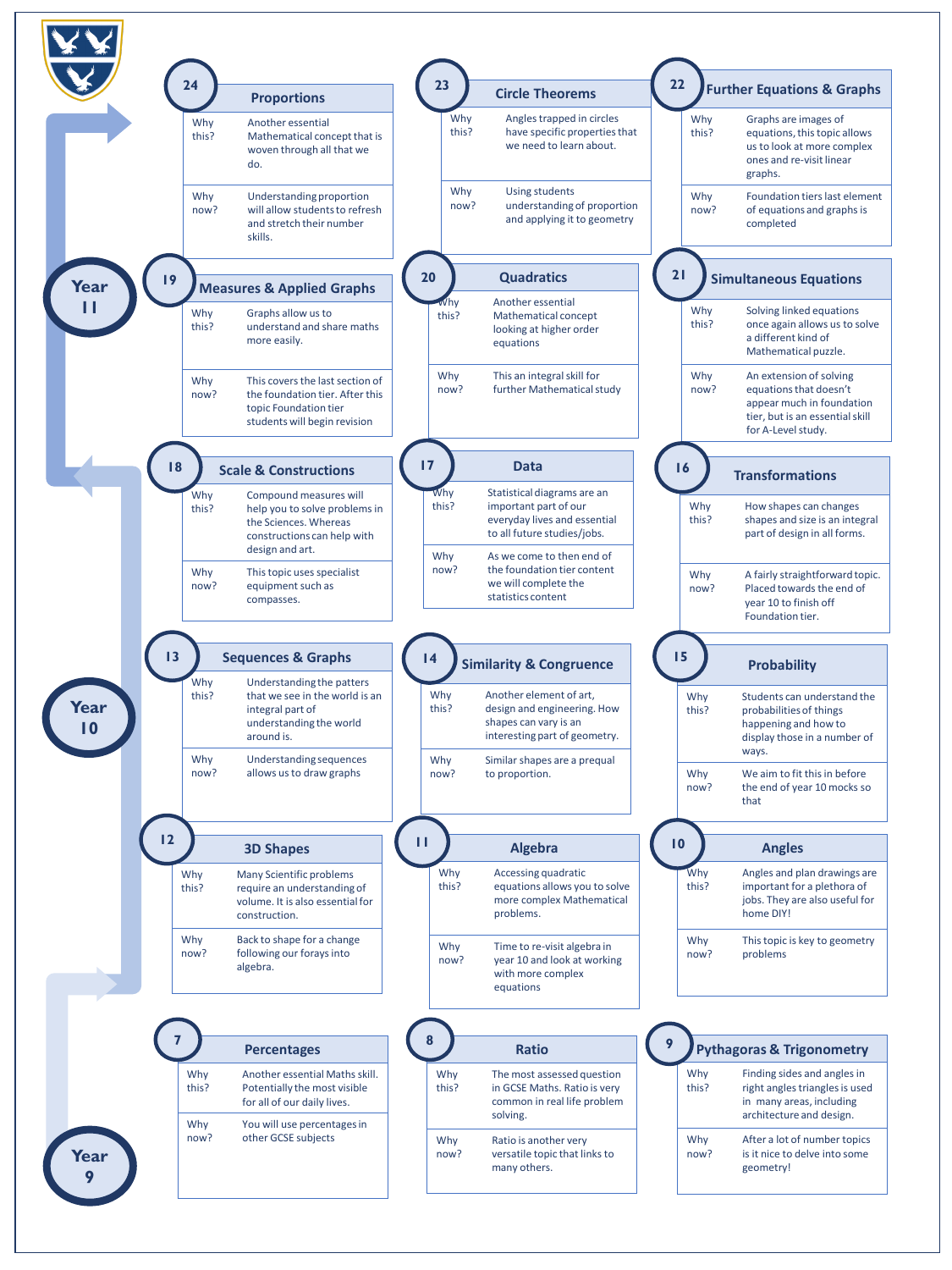## Year 11

### 24 Proportions

| | |
|---|---|
| Why this? | Another essential Mathematical concept that is woven through all that we do. |
| Why now? | Understanding proportion will allow students to refresh and stretch their number skills. |

### 23 Circle Theorems

| | |
|---|---|
| Why this? | Angles trapped in circles have specific properties that we need to learn about. |
| Why now? | Using students understanding of proportion and applying it to geometry |

### 22 Further Equations & Graphs

| | |
|---|---|
| Why this? | Graphs are images of equations, this topic allows us to look at more complex ones and re-visit linear graphs. |
| Why now? | Foundation tiers last element of equations and graphs is completed |

### 19 Measures & Applied Graphs

| | |
|---|---|
| Why this? | Graphs allow us to understand and share maths more easily. |
| Why now? | This covers the last section of the foundation tier. After this topic Foundation tier students will begin revision |

### 20 Quadratics

| | |
|---|---|
| Why this? | Another essential Mathematical concept looking at higher order equations |
| Why now? | This an integral skill for further Mathematical study |

### 21 Simultaneous Equations

| | |
|---|---|
| Why this? | Solving linked equations once again allows us to solve a different kind of Mathematical puzzle. |
| Why now? | An extension of solving equations that doesn't appear much in foundation tier, but is an essential skill for A-Level study. |

## Year 10

### 18 Scale & Constructions

| | |
|---|---|
| Why this? | Compound measures will help you to solve problems in the Sciences. Whereas constructions can help with design and art. |
| Why now? | This topic uses specialist equipment such as compasses. |

### 17 Data

| | |
|---|---|
| Why this? | Statistical diagrams are an important part of our everyday lives and essential to all future studies/jobs. |
| Why now? | As we come to then end of the foundation tier content we will complete the statistics content |

### 16 Transformations

| | |
|---|---|
| Why this? | How shapes can changes shapes and size is an integral part of design in all forms. |
| Why now? | A fairly straightforward topic. Placed towards the end of year 10 to finish off Foundation tier. |

### 13 Sequences & Graphs

| | |
|---|---|
| Why this? | Understanding the patters that we see in the world is an integral part of understanding the world around is. |
| Why now? | Understanding sequences allows us to draw graphs |

### 14 Similarity & Congruence

| | |
|---|---|
| Why this? | Another element of art, design and engineering. How shapes can vary is an interesting part of geometry. |
| Why now? | Similar shapes are a prequal to proportion. |

### 15 Probability

| | |
|---|---|
| Why this? | Students can understand the probabilities of things happening and how to display those in a number of ways. |
| Why now? | We aim to fit this in before the end of year 10 mocks so that |

### 12 3D Shapes

| | |
|---|---|
| Why this? | Many Scientific problems require an understanding of volume. It is also essential for construction. |
| Why now? | Back to shape for a change following our forays into algebra. |

### 11 Algebra

| | |
|---|---|
| Why this? | Accessing quadratic equations allows you to solve more complex Mathematical problems. |
| Why now? | Time to re-visit algebra in year 10 and look at working with more complex equations |

### 10 Angles

| | |
|---|---|
| Why this? | Angles and plan drawings are important for a plethora of jobs. They are also useful for home DIY! |
| Why now? | This topic is key to geometry problems |

## Year 9

### 7 Percentages

| | |
|---|---|
| Why this? | Another essential Maths skill. Potentially the most visible for all of our daily lives. |
| Why now? | You will use percentages in other GCSE subjects |

### 8 Ratio

| | |
|---|---|
| Why this? | The most assessed question in GCSE Maths. Ratio is very common in real life problem solving. |
| Why now? | Ratio is another very versatile topic that links to many others. |

### 9 Pythagoras & Trigonometry

| | |
|---|---|
| Why this? | Finding sides and angles in right angles triangles is used in many areas, including architecture and design. |
| Why now? | After a lot of number topics is it nice to delve into some geometry! |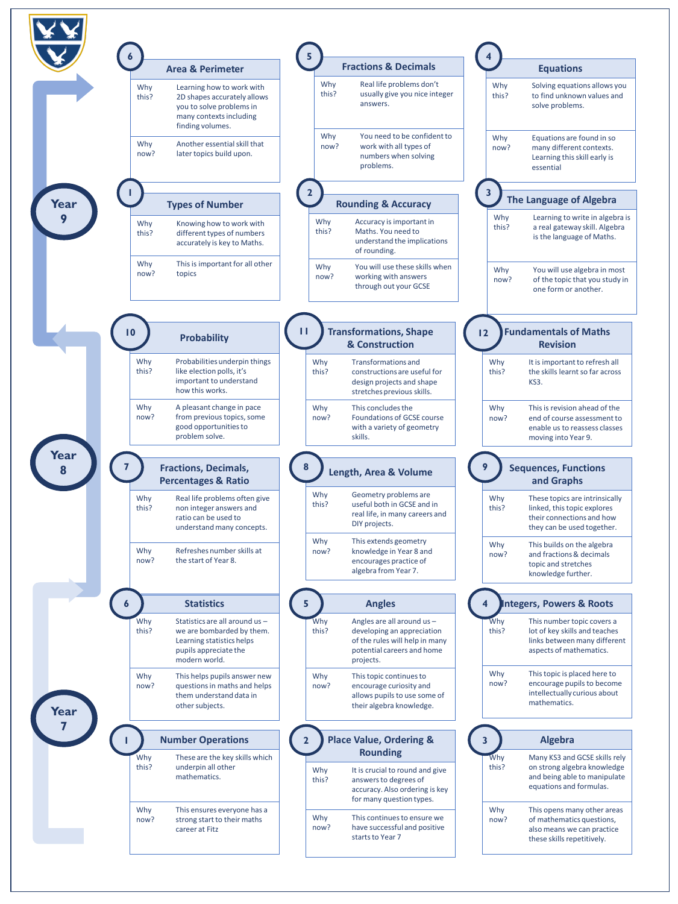## Year 9

### 1 Types of Number

| | |
|---|---|
| Why this? | Knowing how to work with different types of numbers accurately is key to Maths. |
| Why now? | This is important for all other topics |

### 2 Rounding & Accuracy

| | |
|---|---|
| Why this? | Accuracy is important in Maths. You need to understand the implications of rounding. |
| Why now? | You will use these skills when working with answers through out your GCSE |

### 3 The Language of Algebra

| | |
|---|---|
| Why this? | Learning to write in algebra is a real gateway skill. Algebra is the language of Maths. |
| Why now? | You will use algebra in most of the topic that you study in one form or another. |

### 4 Equations

| | |
|---|---|
| Why this? | Solving equations allows you to find unknown values and solve problems. |
| Why now? | Equations are found in so many different contexts. Learning this skill early is essential |

### 5 Fractions & Decimals

| | |
|---|---|
| Why this? | Real life problems don't usually give you nice integer answers. |
| Why now? | You need to be confident to work with all types of numbers when solving problems. |

### 6 Area & Perimeter

| | |
|---|---|
| Why this? | Learning how to work with 2D shapes accurately allows you to solve problems in many contexts including finding volumes. |
| Why now? | Another essential skill that later topics build upon. |

## Year 8

### 7 Fractions, Decimals, Percentages & Ratio

| | |
|---|---|
| Why this? | Real life problems often give non integer answers and ratio can be used to understand many concepts. |
| Why now? | Refreshes number skills at the start of Year 8. |

### 8 Length, Area & Volume

| | |
|---|---|
| Why this? | Geometry problems are useful both in GCSE and in real life, in many careers and DIY projects. |
| Why now? | This extends geometry knowledge in Year 8 and encourages practice of algebra from Year 7. |

### 9 Sequences, Functions and Graphs

| | |
|---|---|
| Why this? | These topics are intrinsically linked, this topic explores their connections and how they can be used together. |
| Why now? | This builds on the algebra and fractions & decimals topic and stretches knowledge further. |

### 10 Probability

| | |
|---|---|
| Why this? | Probabilities underpin things like election polls, it's important to understand how this works. |
| Why now? | A pleasant change in pace from previous topics, some good opportunities to problem solve. |

### 11 Transformations, Shape & Construction

| | |
|---|---|
| Why this? | Transformations and constructions are useful for design projects and shape stretches previous skills. |
| Why now? | This concludes the Foundations of GCSE course with a variety of geometry skills. |

### 12 Fundamentals of Maths Revision

| | |
|---|---|
| Why this? | It is important to refresh all the skills learnt so far across KS3. |
| Why now? | This is revision ahead of the end of course assessment to enable us to reassess classes moving into Year 9. |

## Year 7

### 1 Number Operations

| | |
|---|---|
| Why this? | These are the key skills which underpin all other mathematics. |
| Why now? | This ensures everyone has a strong start to their maths career at Fitz |

### 2 Place Value, Ordering & Rounding

| | |
|---|---|
| Why this? | It is crucial to round and give answers to degrees of accuracy. Also ordering is key for many question types. |
| Why now? | This continues to ensure we have successful and positive starts to Year 7 |

### 3 Algebra

| | |
|---|---|
| Why this? | Many KS3 and GCSE skills rely on strong algebra knowledge and being able to manipulate equations and formulas. |
| Why now? | This opens many other areas of mathematics questions, also means we can practice these skills repetitively. |

### 4 Integers, Powers & Roots

| | |
|---|---|
| Why this? | This number topic covers a lot of key skills and teaches links between many different aspects of mathematics. |
| Why now? | This topic is placed here to encourage pupils to become intellectually curious about mathematics. |

### 5 Angles

| | |
|---|---|
| Why this? | Angles are all around us – developing an appreciation of the rules will help in many potential careers and home projects. |
| Why now? | This topic continues to encourage curiosity and allows pupils to use some of their algebra knowledge. |

### 6 Statistics

| | |
|---|---|
| Why this? | Statistics are all around us – we are bombarded by them. Learning statistics helps pupils appreciate the modern world. |
| Why now? | This helps pupils answer new questions in maths and helps them understand data in other subjects. |